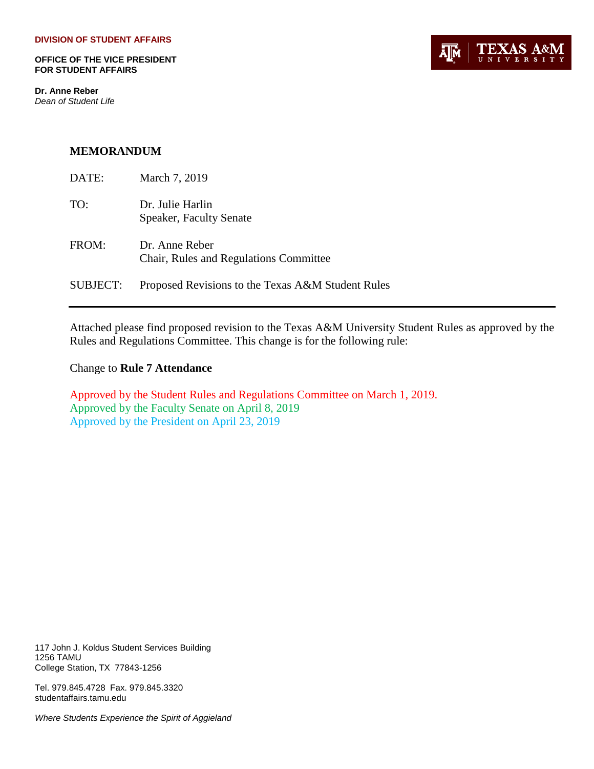**DIVISION OF STUDENT AFFAIRS**

**OFFICE OF THE VICE PRESIDENT FOR STUDENT AFFAIRS**

**Dr. Anne Reber**
*Dean of Student Life*

TEXAS A&M UNIVERSITY

## MEMORANDUM

DATE: March 7, 2019

TO: Dr. Julie Harlin
Speaker, Faculty Senate

FROM: Dr. Anne Reber
Chair, Rules and Regulations Committee

SUBJECT: Proposed Revisions to the Texas A&M Student Rules

---

Attached please find proposed revision to the Texas A&M University Student Rules as approved by the Rules and Regulations Committee. This change is for the following rule:

Change to **Rule 7 Attendance**

Approved by the Student Rules and Regulations Committee on March 1, 2019.
Approved by the Faculty Senate on April 8, 2019
Approved by the President on April 23, 2019

117 John J. Koldus Student Services Building
1256 TAMU
College Station, TX 77843-1256

Tel. 979.845.4728 Fax. 979.845.3320
studentaffairs.tamu.edu

*Where Students Experience the Spirit of Aggieland*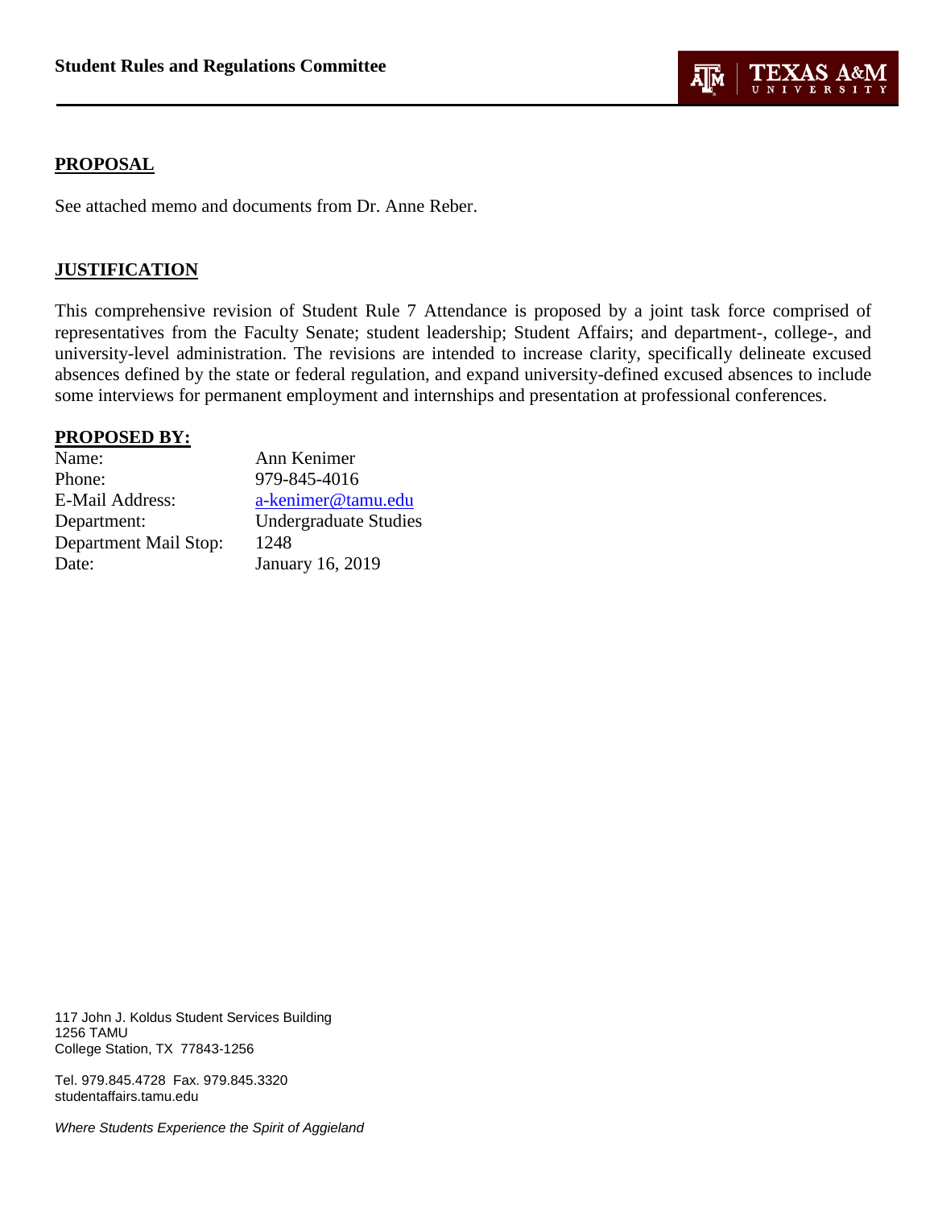**Student Rules and Regulations Committee**

## PROPOSAL

See attached memo and documents from Dr. Anne Reber.

## JUSTIFICATION

This comprehensive revision of Student Rule 7 Attendance is proposed by a joint task force comprised of representatives from the Faculty Senate; student leadership; Student Affairs; and department-, college-, and university-level administration. The revisions are intended to increase clarity, specifically delineate excused absences defined by the state or federal regulation, and expand university-defined excused absences to include some interviews for permanent employment and internships and presentation at professional conferences.

## PROPOSED BY:

| | |
|---|---|
| Name: | Ann Kenimer |
| Phone: | 979-845-4016 |
| E-Mail Address: | a-kenimer@tamu.edu |
| Department: | Undergraduate Studies |
| Department Mail Stop: | 1248 |
| Date: | January 16, 2019 |

117 John J. Koldus Student Services Building
1256 TAMU
College Station, TX 77843-1256

Tel. 979.845.4728 Fax. 979.845.3320
studentaffairs.tamu.edu

*Where Students Experience the Spirit of Aggieland*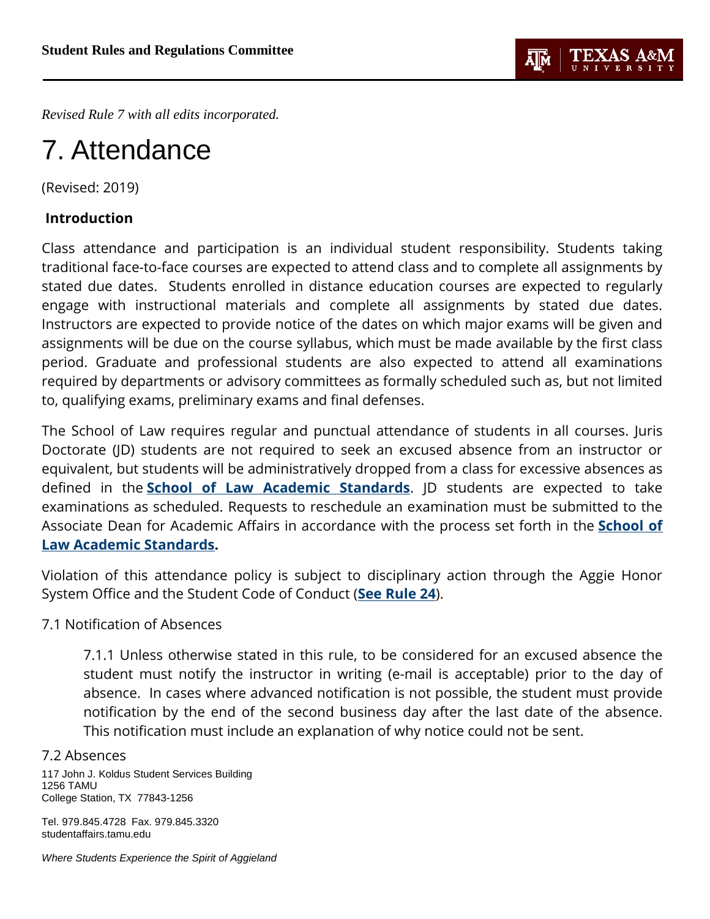*Revised Rule 7 with all edits incorporated.*

# 7. Attendance

(Revised: 2019)

**Introduction**

Class attendance and participation is an individual student responsibility. Students taking traditional face-to-face courses are expected to attend class and to complete all assignments by stated due dates. Students enrolled in distance education courses are expected to regularly engage with instructional materials and complete all assignments by stated due dates. Instructors are expected to provide notice of the dates on which major exams will be given and assignments will be due on the course syllabus, which must be made available by the first class period. Graduate and professional students are also expected to attend all examinations required by departments or advisory committees as formally scheduled such as, but not limited to, qualifying exams, preliminary exams and final defenses.

The School of Law requires regular and punctual attendance of students in all courses. Juris Doctorate (JD) students are not required to seek an excused absence from an instructor or equivalent, but students will be administratively dropped from a class for excessive absences as defined in the **School of Law Academic Standards**. JD students are expected to take examinations as scheduled. Requests to reschedule an examination must be submitted to the Associate Dean for Academic Affairs in accordance with the process set forth in the **School of Law Academic Standards.**

Violation of this attendance policy is subject to disciplinary action through the Aggie Honor System Office and the Student Code of Conduct (**See Rule 24**).

7.1 Notification of Absences

7.1.1 Unless otherwise stated in this rule, to be considered for an excused absence the student must notify the instructor in writing (e-mail is acceptable) prior to the day of absence. In cases where advanced notification is not possible, the student must provide notification by the end of the second business day after the last date of the absence. This notification must include an explanation of why notice could not be sent.

7.2 Absences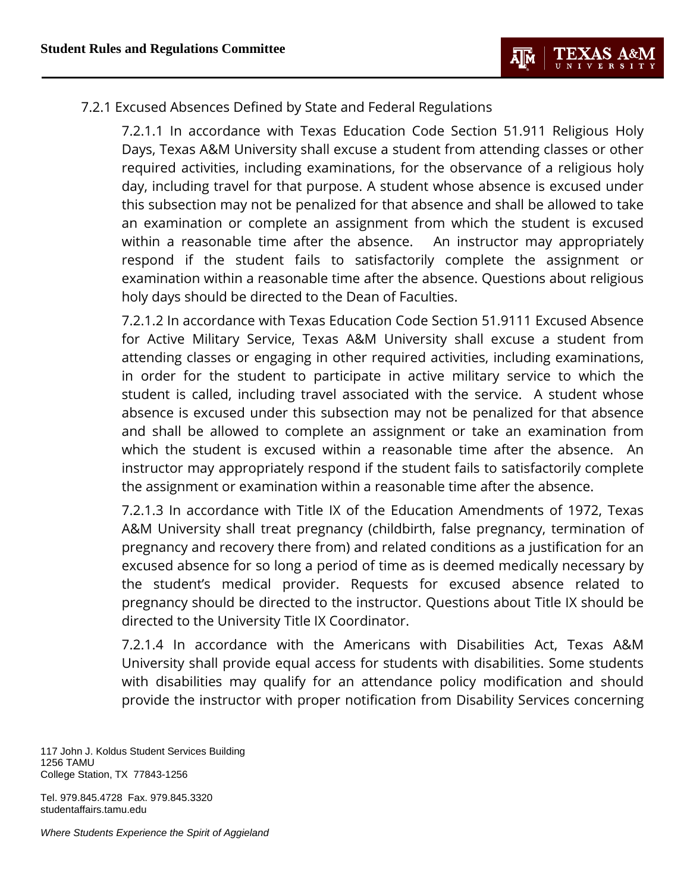### 7.2.1 Excused Absences Defined by State and Federal Regulations

7.2.1.1 In accordance with Texas Education Code Section 51.911 Religious Holy Days, Texas A&M University shall excuse a student from attending classes or other required activities, including examinations, for the observance of a religious holy day, including travel for that purpose. A student whose absence is excused under this subsection may not be penalized for that absence and shall be allowed to take an examination or complete an assignment from which the student is excused within a reasonable time after the absence. An instructor may appropriately respond if the student fails to satisfactorily complete the assignment or examination within a reasonable time after the absence. Questions about religious holy days should be directed to the Dean of Faculties.

7.2.1.2 In accordance with Texas Education Code Section 51.9111 Excused Absence for Active Military Service, Texas A&M University shall excuse a student from attending classes or engaging in other required activities, including examinations, in order for the student to participate in active military service to which the student is called, including travel associated with the service. A student whose absence is excused under this subsection may not be penalized for that absence and shall be allowed to complete an assignment or take an examination from which the student is excused within a reasonable time after the absence. An instructor may appropriately respond if the student fails to satisfactorily complete the assignment or examination within a reasonable time after the absence.

7.2.1.3 In accordance with Title IX of the Education Amendments of 1972, Texas A&M University shall treat pregnancy (childbirth, false pregnancy, termination of pregnancy and recovery there from) and related conditions as a justification for an excused absence for so long a period of time as is deemed medically necessary by the student's medical provider. Requests for excused absence related to pregnancy should be directed to the instructor. Questions about Title IX should be directed to the University Title IX Coordinator.

7.2.1.4 In accordance with the Americans with Disabilities Act, Texas A&M University shall provide equal access for students with disabilities. Some students with disabilities may qualify for an attendance policy modification and should provide the instructor with proper notification from Disability Services concerning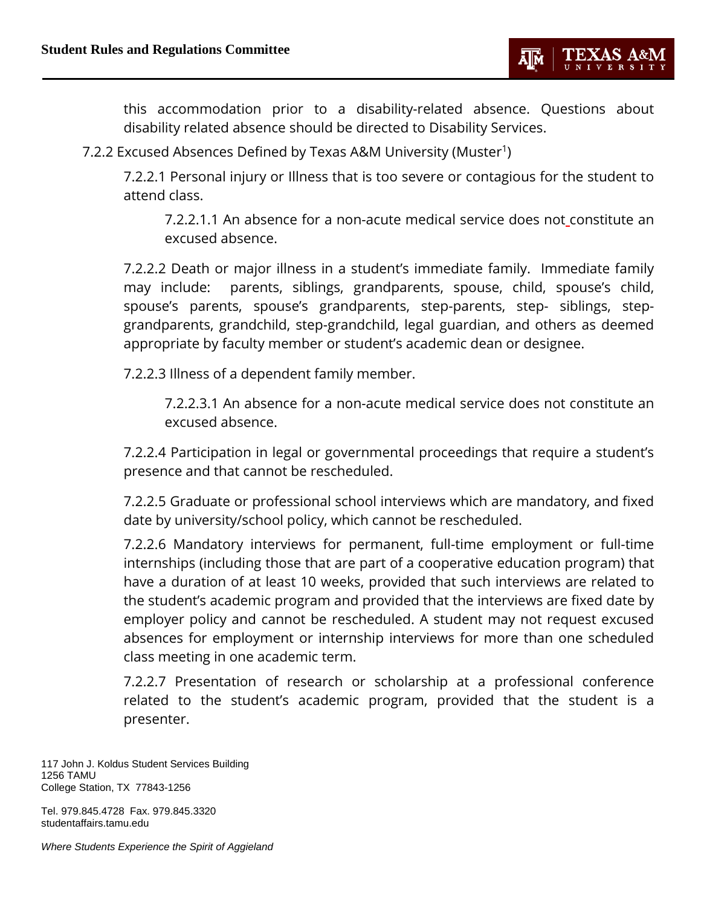this accommodation prior to a disability-related absence. Questions about disability related absence should be directed to Disability Services.

7.2.2 Excused Absences Defined by Texas A&M University (Muster[1])

7.2.2.1 Personal injury or Illness that is too severe or contagious for the student to attend class.

7.2.2.1.1 An absence for a non-acute medical service does not constitute an excused absence.

7.2.2.2 Death or major illness in a student's immediate family. Immediate family may include: parents, siblings, grandparents, spouse, child, spouse's child, spouse's parents, spouse's grandparents, step-parents, step- siblings, step-grandparents, grandchild, step-grandchild, legal guardian, and others as deemed appropriate by faculty member or student's academic dean or designee.

7.2.2.3 Illness of a dependent family member.

7.2.2.3.1 An absence for a non-acute medical service does not constitute an excused absence.

7.2.2.4 Participation in legal or governmental proceedings that require a student's presence and that cannot be rescheduled.

7.2.2.5 Graduate or professional school interviews which are mandatory, and fixed date by university/school policy, which cannot be rescheduled.

7.2.2.6 Mandatory interviews for permanent, full-time employment or full-time internships (including those that are part of a cooperative education program) that have a duration of at least 10 weeks, provided that such interviews are related to the student's academic program and provided that the interviews are fixed date by employer policy and cannot be rescheduled. A student may not request excused absences for employment or internship interviews for more than one scheduled class meeting in one academic term.

7.2.2.7 Presentation of research or scholarship at a professional conference related to the student's academic program, provided that the student is a presenter.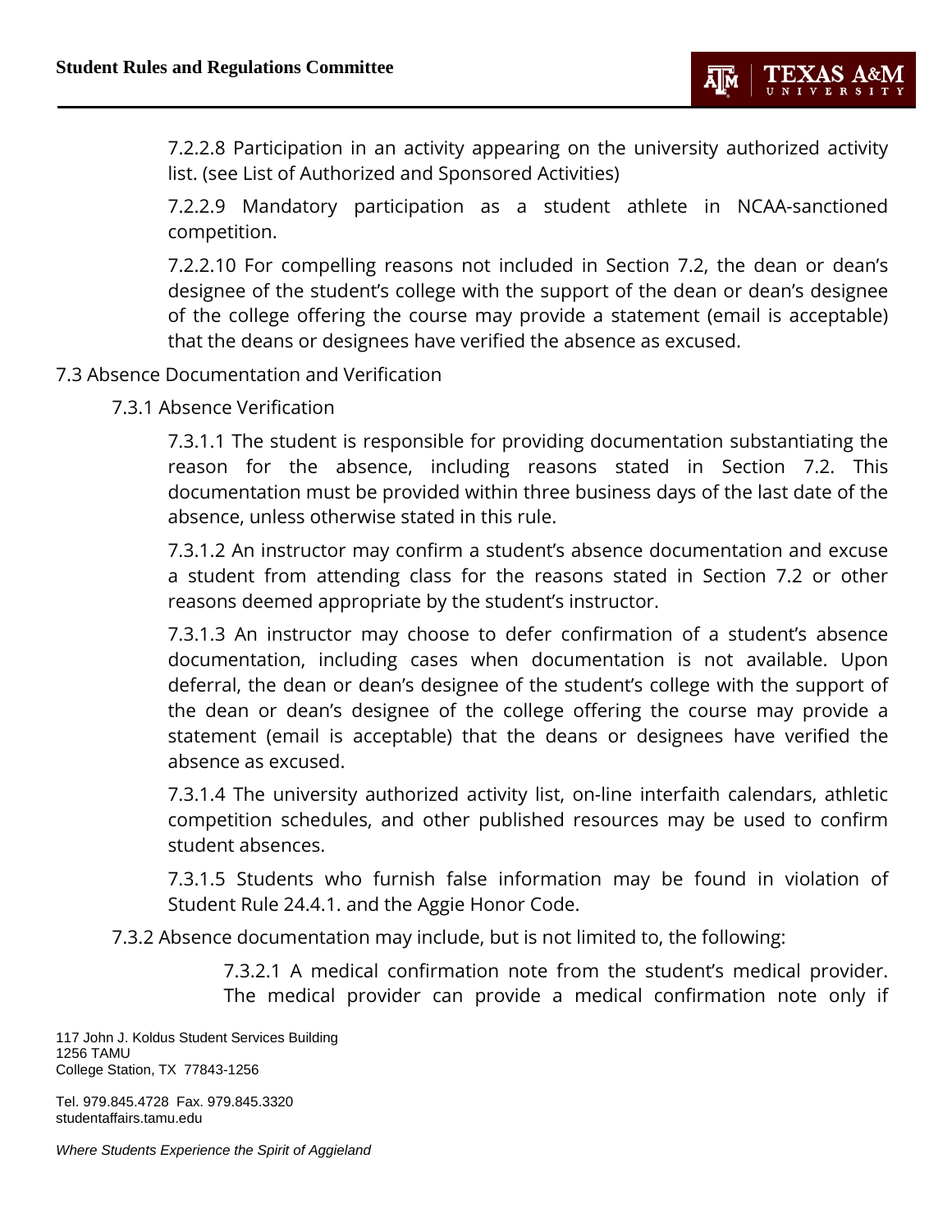7.2.2.8 Participation in an activity appearing on the university authorized activity list. (see List of Authorized and Sponsored Activities)

7.2.2.9 Mandatory participation as a student athlete in NCAA-sanctioned competition.

7.2.2.10 For compelling reasons not included in Section 7.2, the dean or dean's designee of the student's college with the support of the dean or dean's designee of the college offering the course may provide a statement (email is acceptable) that the deans or designees have verified the absence as excused.

7.3 Absence Documentation and Verification

7.3.1 Absence Verification

7.3.1.1 The student is responsible for providing documentation substantiating the reason for the absence, including reasons stated in Section 7.2. This documentation must be provided within three business days of the last date of the absence, unless otherwise stated in this rule.

7.3.1.2 An instructor may confirm a student's absence documentation and excuse a student from attending class for the reasons stated in Section 7.2 or other reasons deemed appropriate by the student's instructor.

7.3.1.3 An instructor may choose to defer confirmation of a student's absence documentation, including cases when documentation is not available. Upon deferral, the dean or dean's designee of the student's college with the support of the dean or dean's designee of the college offering the course may provide a statement (email is acceptable) that the deans or designees have verified the absence as excused.

7.3.1.4 The university authorized activity list, on-line interfaith calendars, athletic competition schedules, and other published resources may be used to confirm student absences.

7.3.1.5 Students who furnish false information may be found in violation of Student Rule 24.4.1. and the Aggie Honor Code.

7.3.2 Absence documentation may include, but is not limited to, the following:

7.3.2.1 A medical confirmation note from the student's medical provider. The medical provider can provide a medical confirmation note only if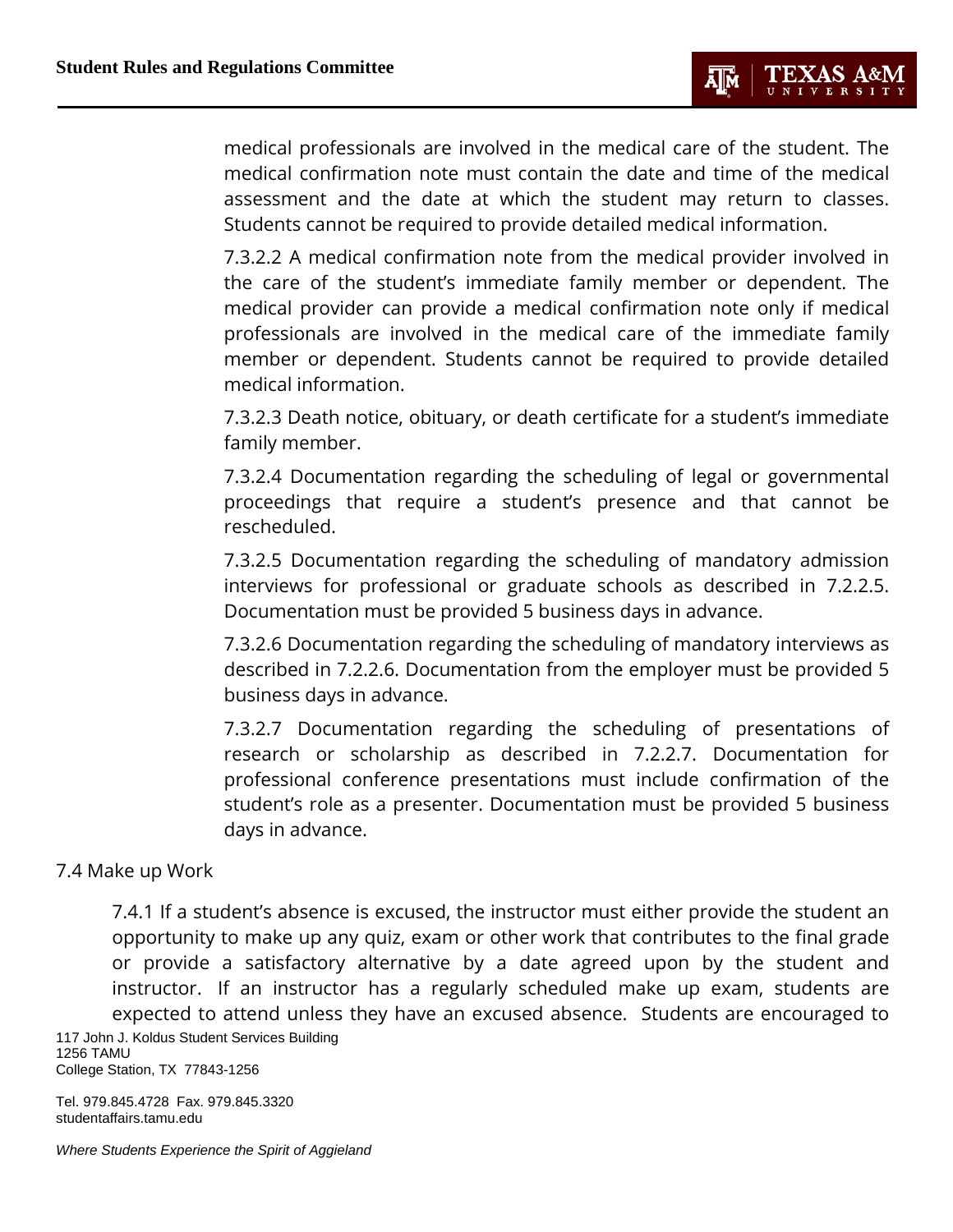medical professionals are involved in the medical care of the student. The medical confirmation note must contain the date and time of the medical assessment and the date at which the student may return to classes. Students cannot be required to provide detailed medical information.

7.3.2.2 A medical confirmation note from the medical provider involved in the care of the student's immediate family member or dependent. The medical provider can provide a medical confirmation note only if medical professionals are involved in the medical care of the immediate family member or dependent. Students cannot be required to provide detailed medical information.

7.3.2.3 Death notice, obituary, or death certificate for a student's immediate family member.

7.3.2.4 Documentation regarding the scheduling of legal or governmental proceedings that require a student's presence and that cannot be rescheduled.

7.3.2.5 Documentation regarding the scheduling of mandatory admission interviews for professional or graduate schools as described in 7.2.2.5. Documentation must be provided 5 business days in advance.

7.3.2.6 Documentation regarding the scheduling of mandatory interviews as described in 7.2.2.6. Documentation from the employer must be provided 5 business days in advance.

7.3.2.7 Documentation regarding the scheduling of presentations of research or scholarship as described in 7.2.2.7. Documentation for professional conference presentations must include confirmation of the student's role as a presenter. Documentation must be provided 5 business days in advance.

## 7.4 Make up Work

7.4.1 If a student's absence is excused, the instructor must either provide the student an opportunity to make up any quiz, exam or other work that contributes to the final grade or provide a satisfactory alternative by a date agreed upon by the student and instructor. If an instructor has a regularly scheduled make up exam, students are expected to attend unless they have an excused absence. Students are encouraged to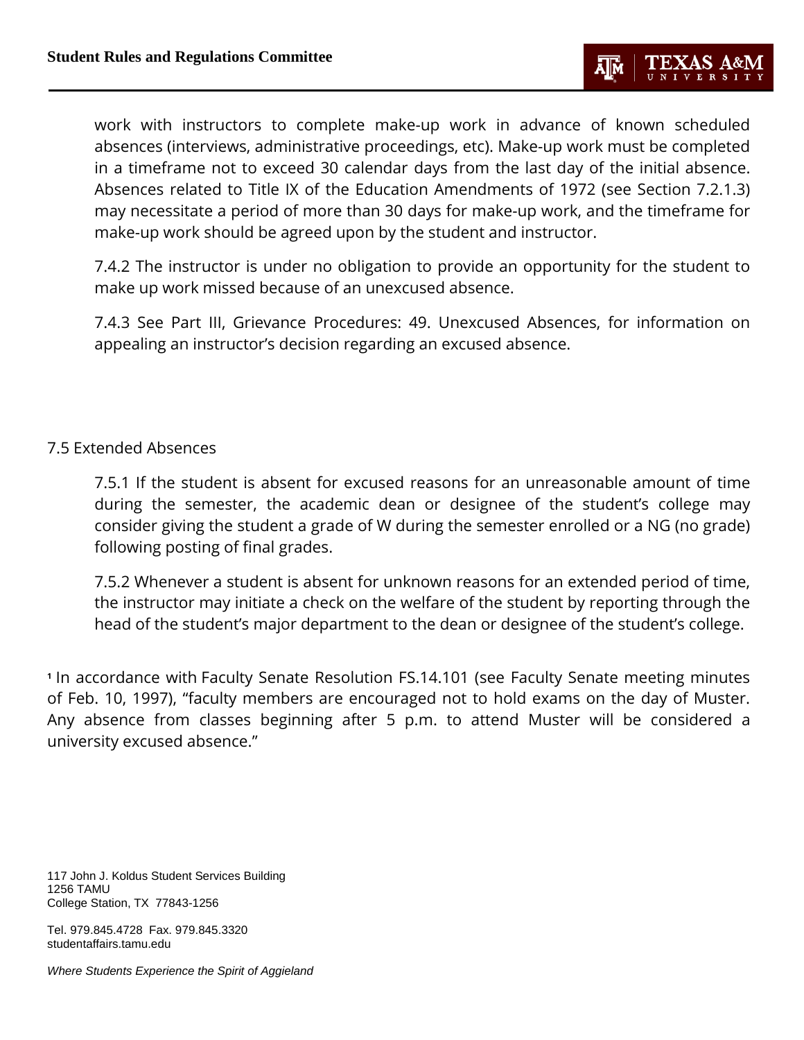work with instructors to complete make-up work in advance of known scheduled absences (interviews, administrative proceedings, etc). Make-up work must be completed in a timeframe not to exceed 30 calendar days from the last day of the initial absence. Absences related to Title IX of the Education Amendments of 1972 (see Section 7.2.1.3) may necessitate a period of more than 30 days for make-up work, and the timeframe for make-up work should be agreed upon by the student and instructor.

7.4.2 The instructor is under no obligation to provide an opportunity for the student to make up work missed because of an unexcused absence.

7.4.3 See Part III, Grievance Procedures: 49. Unexcused Absences, for information on appealing an instructor's decision regarding an excused absence.

7.5 Extended Absences

7.5.1 If the student is absent for excused reasons for an unreasonable amount of time during the semester, the academic dean or designee of the student's college may consider giving the student a grade of W during the semester enrolled or a NG (no grade) following posting of final grades.

7.5.2 Whenever a student is absent for unknown reasons for an extended period of time, the instructor may initiate a check on the welfare of the student by reporting through the head of the student's major department to the dean or designee of the student's college.

[1] In accordance with Faculty Senate Resolution FS.14.101 (see Faculty Senate meeting minutes of Feb. 10, 1997), "faculty members are encouraged not to hold exams on the day of Muster. Any absence from classes beginning after 5 p.m. to attend Muster will be considered a university excused absence."